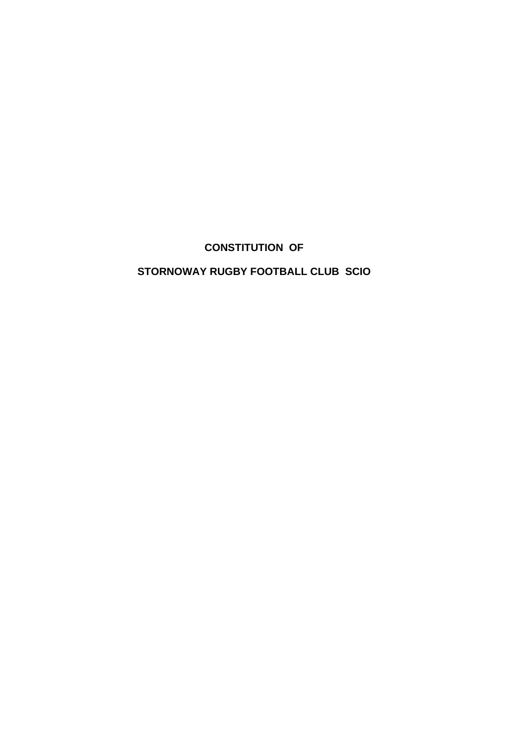# CONSTITUTION OF

# STORNOWAY RUGBY FOOTBALL CLUB SCIO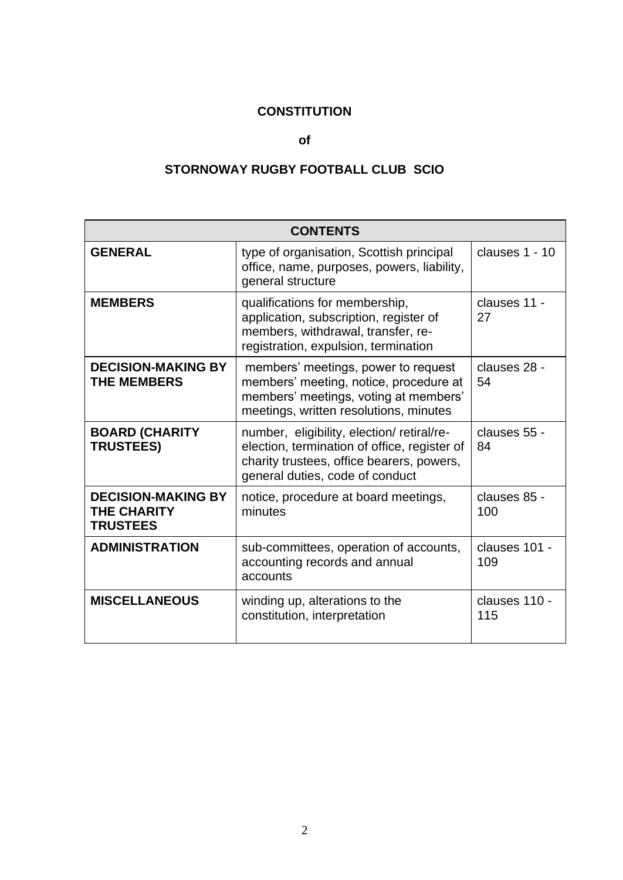# CONSTITUTION

## of

## STORNOWAY RUGBY FOOTBALL CLUB SCIO

| CONTENTS | | |
|---|---|---|
| **GENERAL** | type of organisation, Scottish principal office, name, purposes, powers, liability, general structure | clauses 1 - 10 |
| **MEMBERS** | qualifications for membership, application, subscription, register of members, withdrawal, transfer, re-registration, expulsion, termination | clauses 11 - 27 |
| **DECISION-MAKING BY THE MEMBERS** | members' meetings, power to request members' meeting, notice, procedure at members' meetings, voting at members' meetings, written resolutions, minutes | clauses 28 - 54 |
| **BOARD (CHARITY TRUSTEES)** | number, eligibility, election/ retiral/re-election, termination of office, register of charity trustees, office bearers, powers, general duties, code of conduct | clauses 55 - 84 |
| **DECISION-MAKING BY THE CHARITY TRUSTEES** | notice, procedure at board meetings, minutes | clauses 85 - 100 |
| **ADMINISTRATION** | sub-committees, operation of accounts, accounting records and annual accounts | clauses 101 - 109 |
| **MISCELLANEOUS** | winding up, alterations to the constitution, interpretation | clauses 110 - 115 |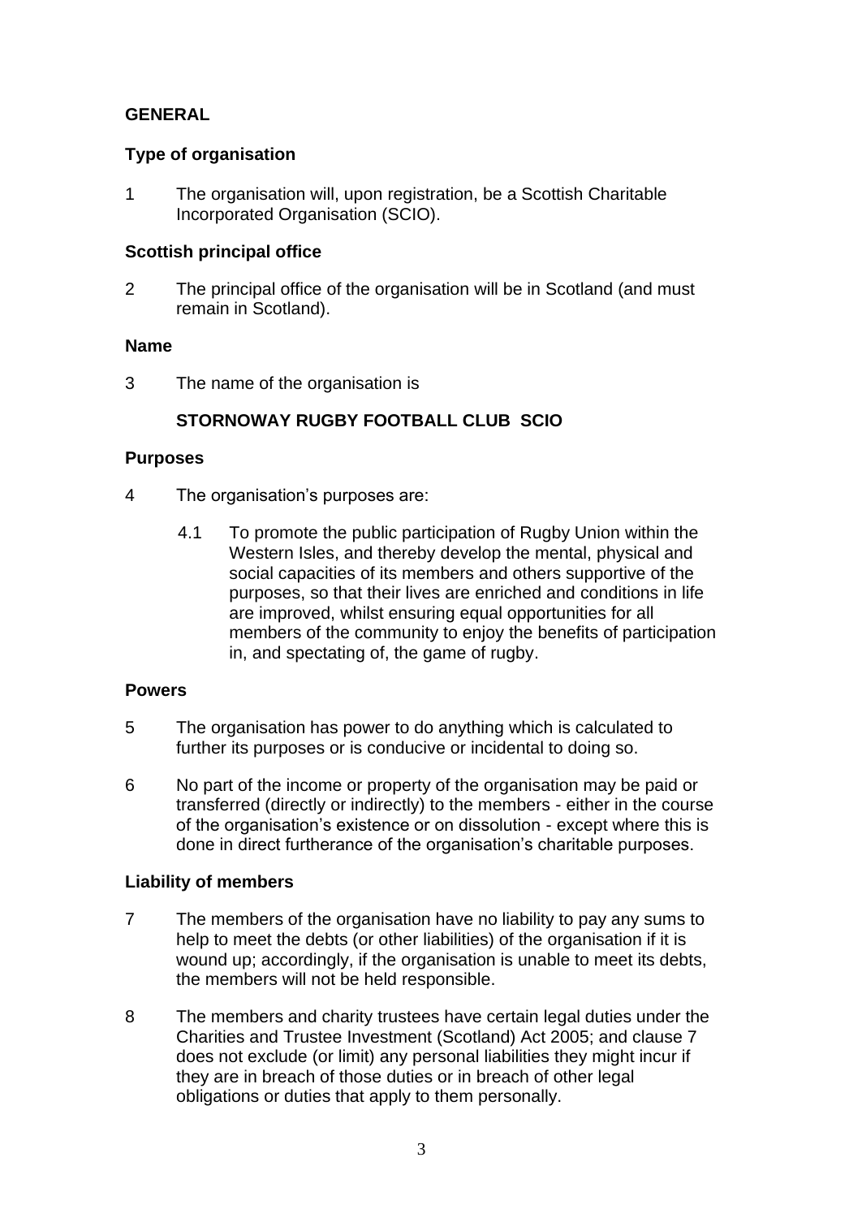## GENERAL

### Type of organisation

1 The organisation will, upon registration, be a Scottish Charitable Incorporated Organisation (SCIO).

### Scottish principal office

2 The principal office of the organisation will be in Scotland (and must remain in Scotland).

### Name

3 The name of the organisation is

**STORNOWAY RUGBY FOOTBALL CLUB SCIO**

### Purposes

4 The organisation's purposes are:

4.1 To promote the public participation of Rugby Union within the Western Isles, and thereby develop the mental, physical and social capacities of its members and others supportive of the purposes, so that their lives are enriched and conditions in life are improved, whilst ensuring equal opportunities for all members of the community to enjoy the benefits of participation in, and spectating of, the game of rugby.

### Powers

5 The organisation has power to do anything which is calculated to further its purposes or is conducive or incidental to doing so.

6 No part of the income or property of the organisation may be paid or transferred (directly or indirectly) to the members - either in the course of the organisation's existence or on dissolution - except where this is done in direct furtherance of the organisation's charitable purposes.

### Liability of members

7 The members of the organisation have no liability to pay any sums to help to meet the debts (or other liabilities) of the organisation if it is wound up; accordingly, if the organisation is unable to meet its debts, the members will not be held responsible.

8 The members and charity trustees have certain legal duties under the Charities and Trustee Investment (Scotland) Act 2005; and clause 7 does not exclude (or limit) any personal liabilities they might incur if they are in breach of those duties or in breach of other legal obligations or duties that apply to them personally.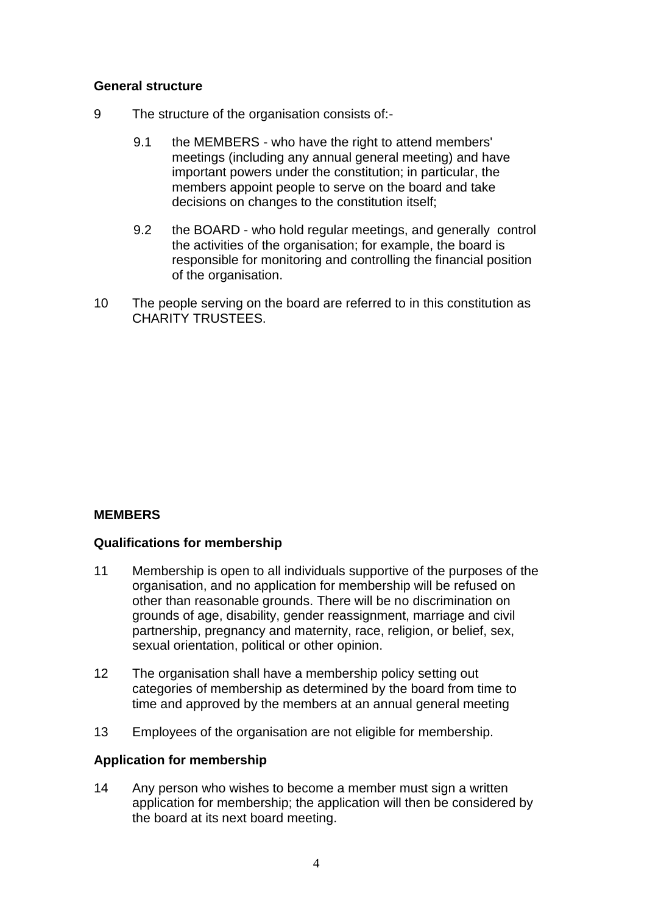### General structure

9 The structure of the organisation consists of:-

9.1 the MEMBERS - who have the right to attend members' meetings (including any annual general meeting) and have important powers under the constitution; in particular, the members appoint people to serve on the board and take decisions on changes to the constitution itself;

9.2 the BOARD - who hold regular meetings, and generally control the activities of the organisation; for example, the board is responsible for monitoring and controlling the financial position of the organisation.

10 The people serving on the board are referred to in this constitution as CHARITY TRUSTEES.

## MEMBERS

### Qualifications for membership

11 Membership is open to all individuals supportive of the purposes of the organisation, and no application for membership will be refused on other than reasonable grounds. There will be no discrimination on grounds of age, disability, gender reassignment, marriage and civil partnership, pregnancy and maternity, race, religion, or belief, sex, sexual orientation, political or other opinion.

12 The organisation shall have a membership policy setting out categories of membership as determined by the board from time to time and approved by the members at an annual general meeting

13 Employees of the organisation are not eligible for membership.

### Application for membership

14 Any person who wishes to become a member must sign a written application for membership; the application will then be considered by the board at its next board meeting.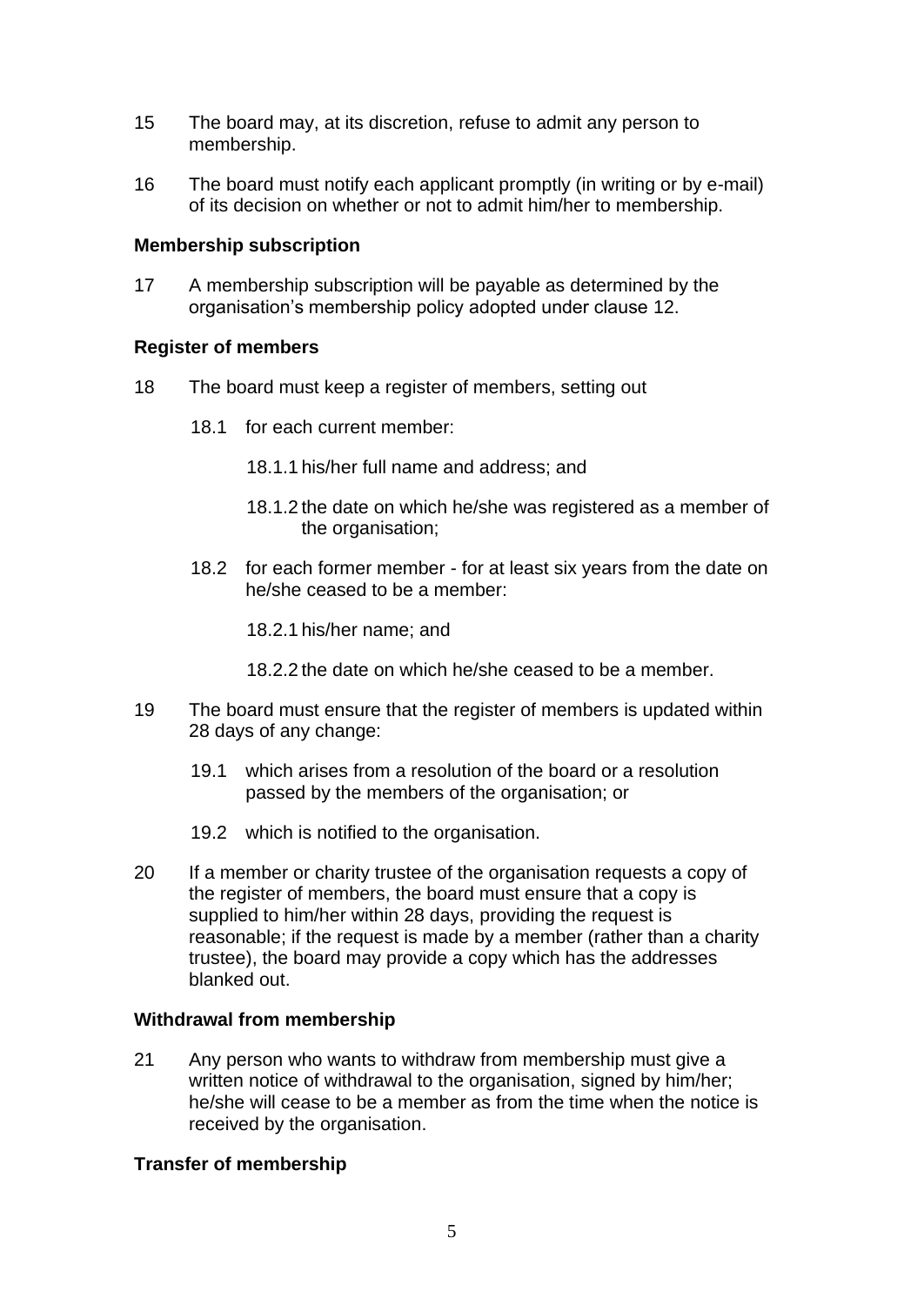15 The board may, at its discretion, refuse to admit any person to membership.

16 The board must notify each applicant promptly (in writing or by e-mail) of its decision on whether or not to admit him/her to membership.

**Membership subscription**

17 A membership subscription will be payable as determined by the organisation's membership policy adopted under clause 12.

**Register of members**

18 The board must keep a register of members, setting out

18.1 for each current member:

18.1.1 his/her full name and address; and

18.1.2 the date on which he/she was registered as a member of the organisation;

18.2 for each former member - for at least six years from the date on he/she ceased to be a member:

18.2.1 his/her name; and

18.2.2 the date on which he/she ceased to be a member.

19 The board must ensure that the register of members is updated within 28 days of any change:

19.1 which arises from a resolution of the board or a resolution passed by the members of the organisation; or

19.2 which is notified to the organisation.

20 If a member or charity trustee of the organisation requests a copy of the register of members, the board must ensure that a copy is supplied to him/her within 28 days, providing the request is reasonable; if the request is made by a member (rather than a charity trustee), the board may provide a copy which has the addresses blanked out.

**Withdrawal from membership**

21 Any person who wants to withdraw from membership must give a written notice of withdrawal to the organisation, signed by him/her; he/she will cease to be a member as from the time when the notice is received by the organisation.

**Transfer of membership**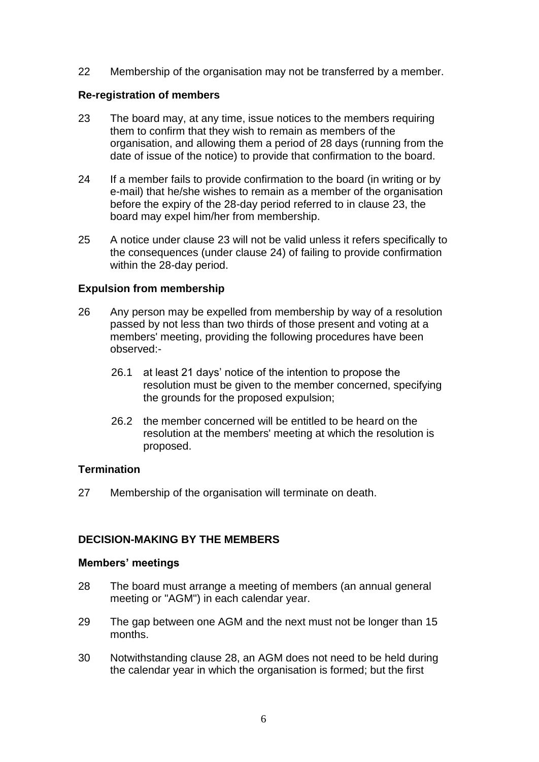22 Membership of the organisation may not be transferred by a member.

**Re-registration of members**

23 The board may, at any time, issue notices to the members requiring them to confirm that they wish to remain as members of the organisation, and allowing them a period of 28 days (running from the date of issue of the notice) to provide that confirmation to the board.

24 If a member fails to provide confirmation to the board (in writing or by e-mail) that he/she wishes to remain as a member of the organisation before the expiry of the 28-day period referred to in clause 23, the board may expel him/her from membership.

25 A notice under clause 23 will not be valid unless it refers specifically to the consequences (under clause 24) of failing to provide confirmation within the 28-day period.

**Expulsion from membership**

26 Any person may be expelled from membership by way of a resolution passed by not less than two thirds of those present and voting at a members' meeting, providing the following procedures have been observed:-

- 26.1 at least 21 days' notice of the intention to propose the resolution must be given to the member concerned, specifying the grounds for the proposed expulsion;
- 26.2 the member concerned will be entitled to be heard on the resolution at the members' meeting at which the resolution is proposed.

**Termination**

27 Membership of the organisation will terminate on death.

## DECISION-MAKING BY THE MEMBERS

**Members' meetings**

28 The board must arrange a meeting of members (an annual general meeting or "AGM") in each calendar year.

29 The gap between one AGM and the next must not be longer than 15 months.

30 Notwithstanding clause 28, an AGM does not need to be held during the calendar year in which the organisation is formed; but the first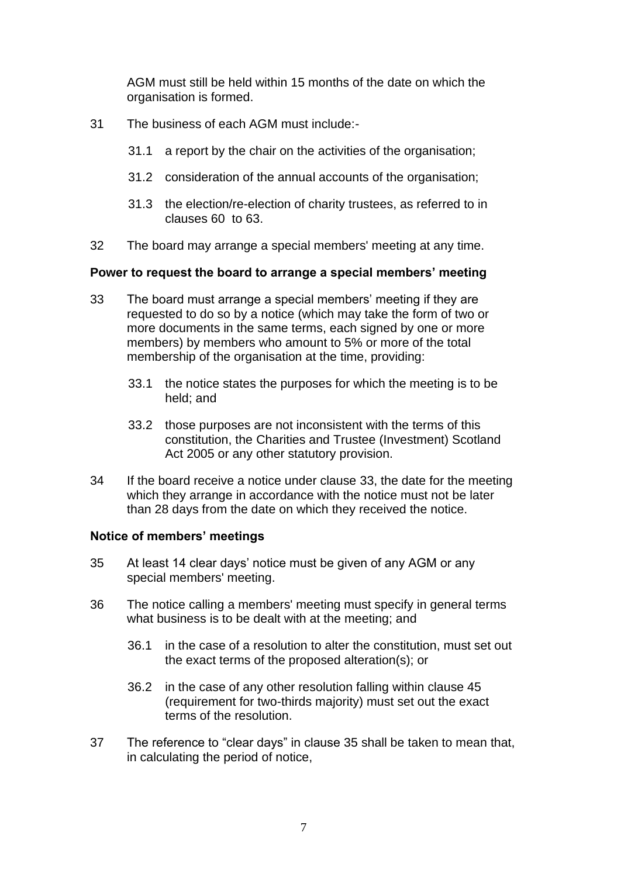AGM must still be held within 15 months of the date on which the organisation is formed.

31 The business of each AGM must include:-

  31.1 a report by the chair on the activities of the organisation;

  31.2 consideration of the annual accounts of the organisation;

  31.3 the election/re-election of charity trustees, as referred to in clauses 60 to 63.

32 The board may arrange a special members' meeting at any time.

**Power to request the board to arrange a special members' meeting**

33 The board must arrange a special members' meeting if they are requested to do so by a notice (which may take the form of two or more documents in the same terms, each signed by one or more members) by members who amount to 5% or more of the total membership of the organisation at the time, providing:

  33.1 the notice states the purposes for which the meeting is to be held; and

  33.2 those purposes are not inconsistent with the terms of this constitution, the Charities and Trustee (Investment) Scotland Act 2005 or any other statutory provision.

34 If the board receive a notice under clause 33, the date for the meeting which they arrange in accordance with the notice must not be later than 28 days from the date on which they received the notice.

**Notice of members' meetings**

35 At least 14 clear days' notice must be given of any AGM or any special members' meeting.

36 The notice calling a members' meeting must specify in general terms what business is to be dealt with at the meeting; and

  36.1 in the case of a resolution to alter the constitution, must set out the exact terms of the proposed alteration(s); or

  36.2 in the case of any other resolution falling within clause 45 (requirement for two-thirds majority) must set out the exact terms of the resolution.

37 The reference to "clear days" in clause 35 shall be taken to mean that, in calculating the period of notice,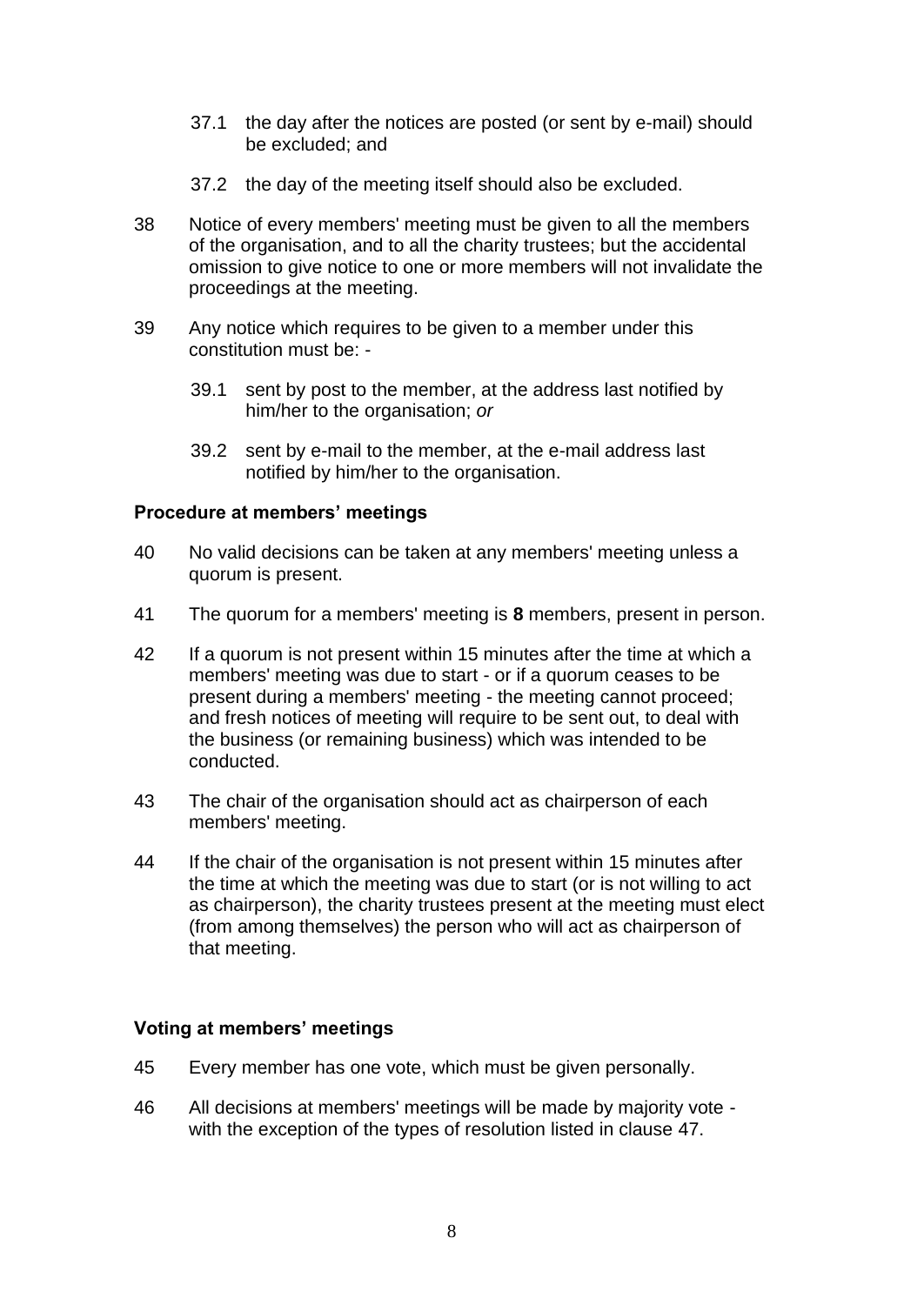37.1 the day after the notices are posted (or sent by e-mail) should be excluded; and

37.2 the day of the meeting itself should also be excluded.

38 Notice of every members' meeting must be given to all the members of the organisation, and to all the charity trustees; but the accidental omission to give notice to one or more members will not invalidate the proceedings at the meeting.

39 Any notice which requires to be given to a member under this constitution must be: -

39.1 sent by post to the member, at the address last notified by him/her to the organisation; *or*

39.2 sent by e-mail to the member, at the e-mail address last notified by him/her to the organisation.

### Procedure at members' meetings

40 No valid decisions can be taken at any members' meeting unless a quorum is present.

41 The quorum for a members' meeting is **8** members, present in person.

42 If a quorum is not present within 15 minutes after the time at which a members' meeting was due to start - or if a quorum ceases to be present during a members' meeting - the meeting cannot proceed; and fresh notices of meeting will require to be sent out, to deal with the business (or remaining business) which was intended to be conducted.

43 The chair of the organisation should act as chairperson of each members' meeting.

44 If the chair of the organisation is not present within 15 minutes after the time at which the meeting was due to start (or is not willing to act as chairperson), the charity trustees present at the meeting must elect (from among themselves) the person who will act as chairperson of that meeting.

### Voting at members' meetings

45 Every member has one vote, which must be given personally.

46 All decisions at members' meetings will be made by majority vote - with the exception of the types of resolution listed in clause 47.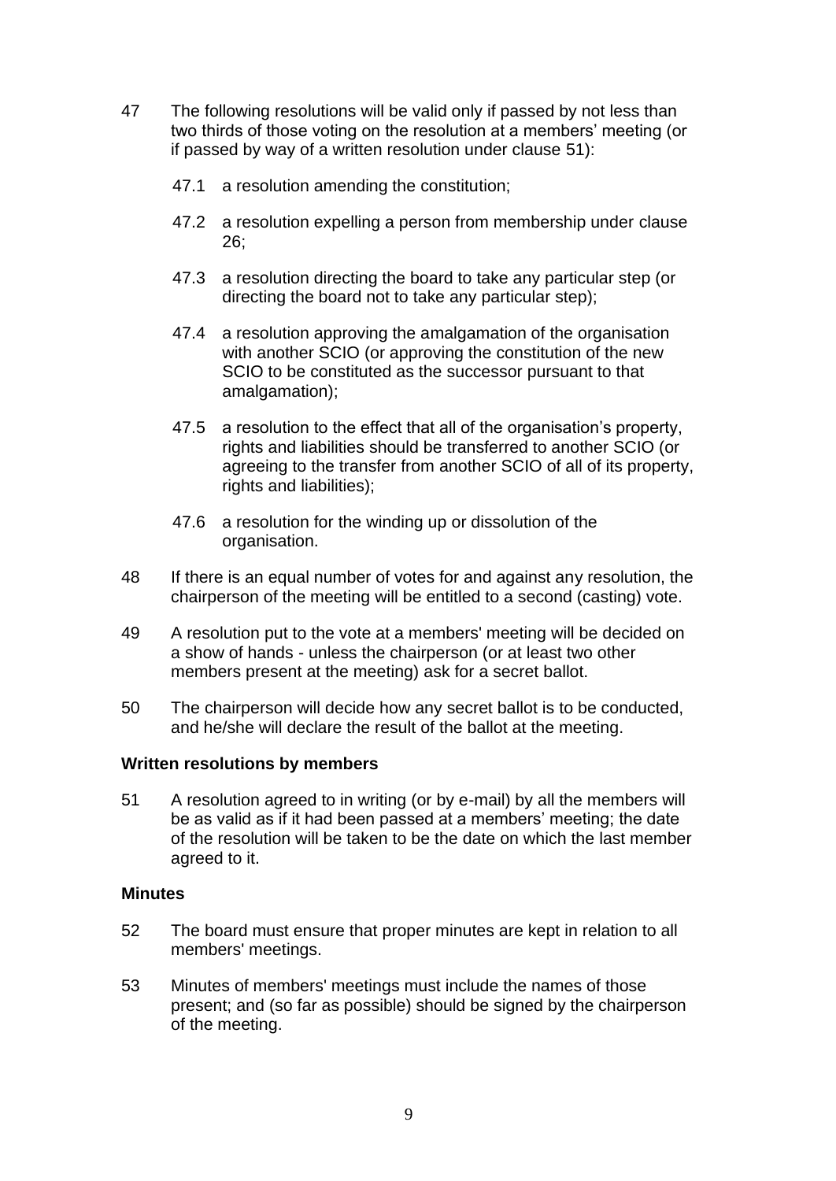47 The following resolutions will be valid only if passed by not less than two thirds of those voting on the resolution at a members' meeting (or if passed by way of a written resolution under clause 51):

47.1 a resolution amending the constitution;

47.2 a resolution expelling a person from membership under clause 26;

47.3 a resolution directing the board to take any particular step (or directing the board not to take any particular step);

47.4 a resolution approving the amalgamation of the organisation with another SCIO (or approving the constitution of the new SCIO to be constituted as the successor pursuant to that amalgamation);

47.5 a resolution to the effect that all of the organisation's property, rights and liabilities should be transferred to another SCIO (or agreeing to the transfer from another SCIO of all of its property, rights and liabilities);

47.6 a resolution for the winding up or dissolution of the organisation.

48 If there is an equal number of votes for and against any resolution, the chairperson of the meeting will be entitled to a second (casting) vote.

49 A resolution put to the vote at a members' meeting will be decided on a show of hands - unless the chairperson (or at least two other members present at the meeting) ask for a secret ballot.

50 The chairperson will decide how any secret ballot is to be conducted, and he/she will declare the result of the ballot at the meeting.

**Written resolutions by members**

51 A resolution agreed to in writing (or by e-mail) by all the members will be as valid as if it had been passed at a members' meeting; the date of the resolution will be taken to be the date on which the last member agreed to it.

**Minutes**

52 The board must ensure that proper minutes are kept in relation to all members' meetings.

53 Minutes of members' meetings must include the names of those present; and (so far as possible) should be signed by the chairperson of the meeting.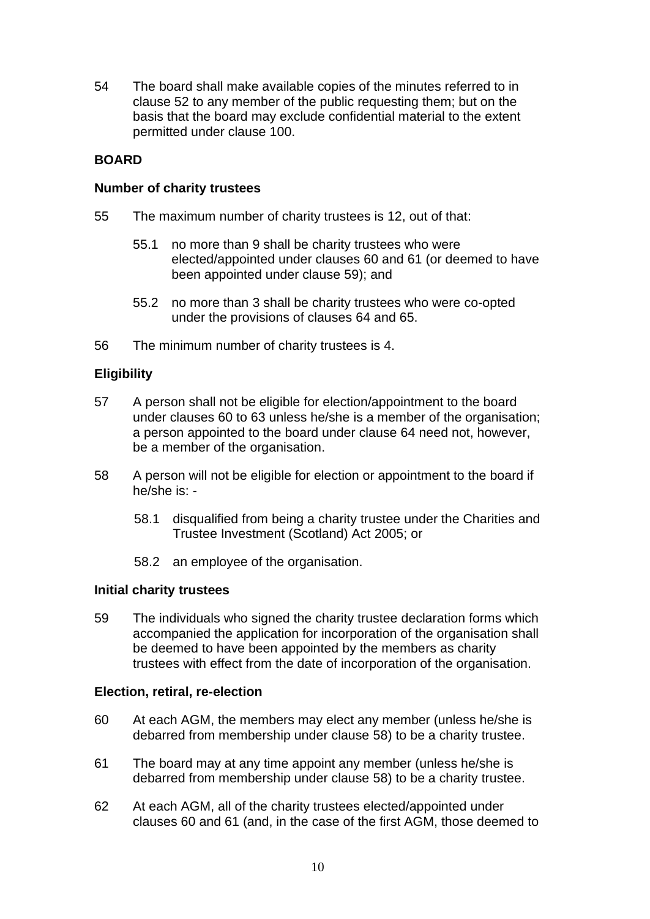54 The board shall make available copies of the minutes referred to in clause 52 to any member of the public requesting them; but on the basis that the board may exclude confidential material to the extent permitted under clause 100.

## BOARD

### Number of charity trustees

55 The maximum number of charity trustees is 12, out of that:

- 55.1 no more than 9 shall be charity trustees who were elected/appointed under clauses 60 and 61 (or deemed to have been appointed under clause 59); and
- 55.2 no more than 3 shall be charity trustees who were co-opted under the provisions of clauses 64 and 65.

56 The minimum number of charity trustees is 4.

### Eligibility

57 A person shall not be eligible for election/appointment to the board under clauses 60 to 63 unless he/she is a member of the organisation; a person appointed to the board under clause 64 need not, however, be a member of the organisation.

58 A person will not be eligible for election or appointment to the board if he/she is: -

- 58.1 disqualified from being a charity trustee under the Charities and Trustee Investment (Scotland) Act 2005; or
- 58.2 an employee of the organisation.

### Initial charity trustees

59 The individuals who signed the charity trustee declaration forms which accompanied the application for incorporation of the organisation shall be deemed to have been appointed by the members as charity trustees with effect from the date of incorporation of the organisation.

### Election, retiral, re-election

60 At each AGM, the members may elect any member (unless he/she is debarred from membership under clause 58) to be a charity trustee.

61 The board may at any time appoint any member (unless he/she is debarred from membership under clause 58) to be a charity trustee.

62 At each AGM, all of the charity trustees elected/appointed under clauses 60 and 61 (and, in the case of the first AGM, those deemed to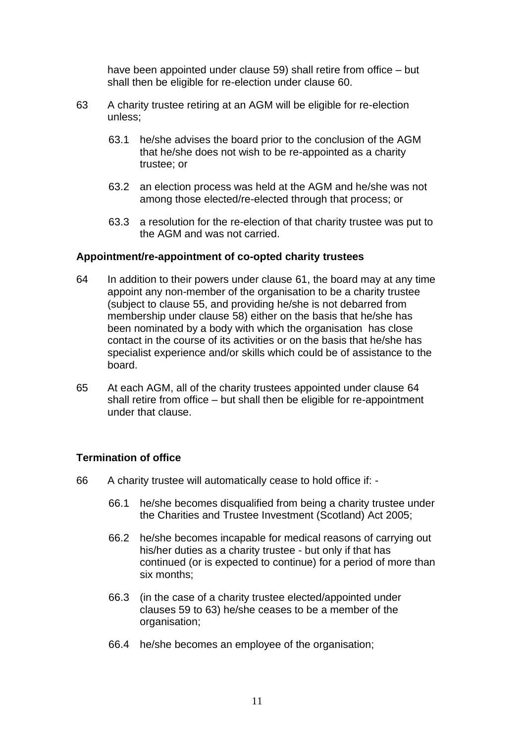have been appointed under clause 59) shall retire from office – but shall then be eligible for re-election under clause 60.

63 A charity trustee retiring at an AGM will be eligible for re-election unless;

 63.1 he/she advises the board prior to the conclusion of the AGM that he/she does not wish to be re-appointed as a charity trustee; or

 63.2 an election process was held at the AGM and he/she was not among those elected/re-elected through that process; or

 63.3 a resolution for the re-election of that charity trustee was put to the AGM and was not carried.

**Appointment/re-appointment of co-opted charity trustees**

64 In addition to their powers under clause 61, the board may at any time appoint any non-member of the organisation to be a charity trustee (subject to clause 55, and providing he/she is not debarred from membership under clause 58) either on the basis that he/she has been nominated by a body with which the organisation has close contact in the course of its activities or on the basis that he/she has specialist experience and/or skills which could be of assistance to the board.

65 At each AGM, all of the charity trustees appointed under clause 64 shall retire from office – but shall then be eligible for re-appointment under that clause.

**Termination of office**

66 A charity trustee will automatically cease to hold office if: -

 66.1 he/she becomes disqualified from being a charity trustee under the Charities and Trustee Investment (Scotland) Act 2005;

 66.2 he/she becomes incapable for medical reasons of carrying out his/her duties as a charity trustee - but only if that has continued (or is expected to continue) for a period of more than six months;

 66.3 (in the case of a charity trustee elected/appointed under clauses 59 to 63) he/she ceases to be a member of the organisation;

 66.4 he/she becomes an employee of the organisation;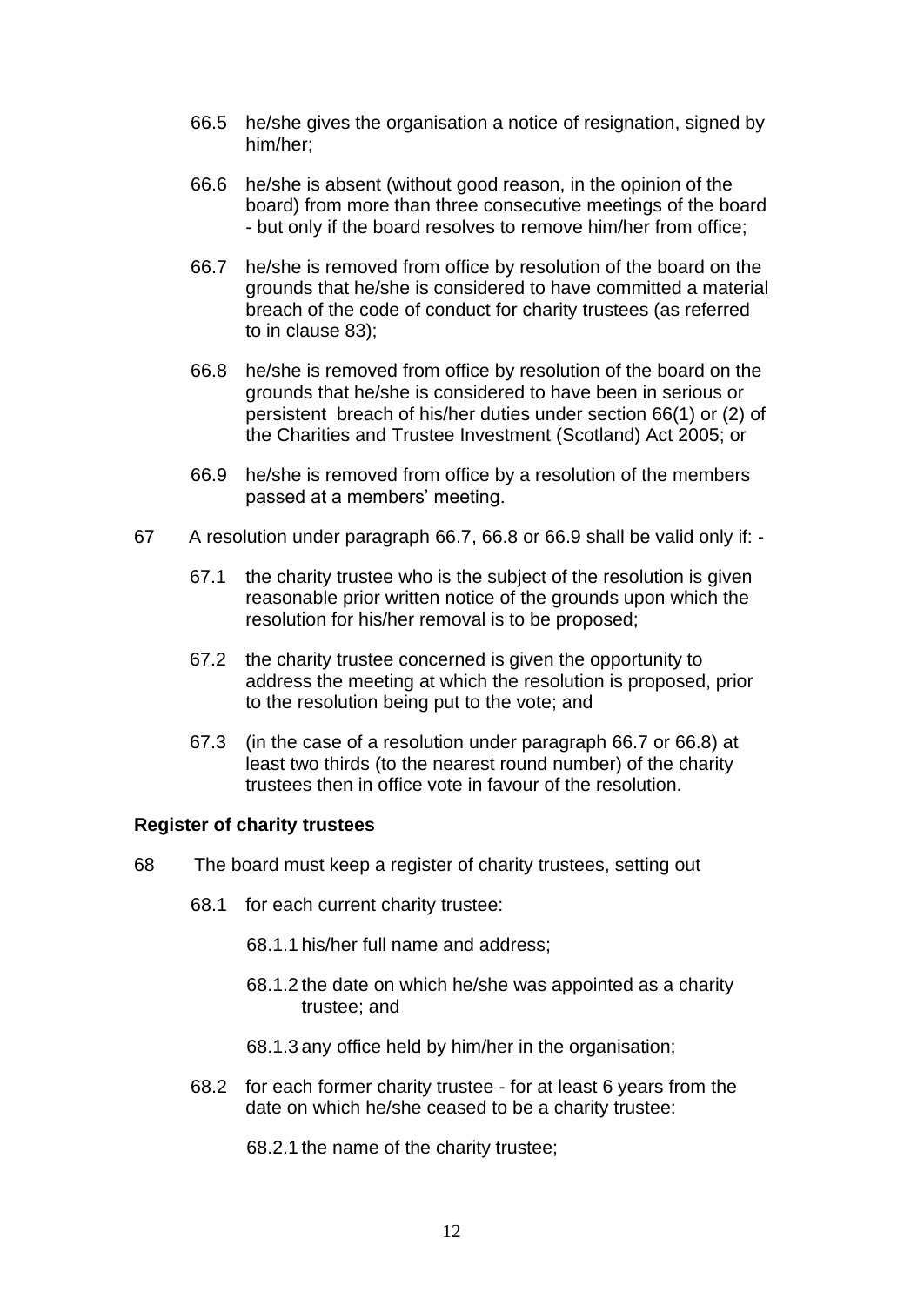66.5 he/she gives the organisation a notice of resignation, signed by him/her;

66.6 he/she is absent (without good reason, in the opinion of the board) from more than three consecutive meetings of the board - but only if the board resolves to remove him/her from office;

66.7 he/she is removed from office by resolution of the board on the grounds that he/she is considered to have committed a material breach of the code of conduct for charity trustees (as referred to in clause 83);

66.8 he/she is removed from office by resolution of the board on the grounds that he/she is considered to have been in serious or persistent breach of his/her duties under section 66(1) or (2) of the Charities and Trustee Investment (Scotland) Act 2005; or

66.9 he/she is removed from office by a resolution of the members passed at a members' meeting.

67 A resolution under paragraph 66.7, 66.8 or 66.9 shall be valid only if: -

67.1 the charity trustee who is the subject of the resolution is given reasonable prior written notice of the grounds upon which the resolution for his/her removal is to be proposed;

67.2 the charity trustee concerned is given the opportunity to address the meeting at which the resolution is proposed, prior to the resolution being put to the vote; and

67.3 (in the case of a resolution under paragraph 66.7 or 66.8) at least two thirds (to the nearest round number) of the charity trustees then in office vote in favour of the resolution.

**Register of charity trustees**

68 The board must keep a register of charity trustees, setting out

68.1 for each current charity trustee:

68.1.1 his/her full name and address;

68.1.2 the date on which he/she was appointed as a charity trustee; and

68.1.3 any office held by him/her in the organisation;

68.2 for each former charity trustee - for at least 6 years from the date on which he/she ceased to be a charity trustee:

68.2.1 the name of the charity trustee;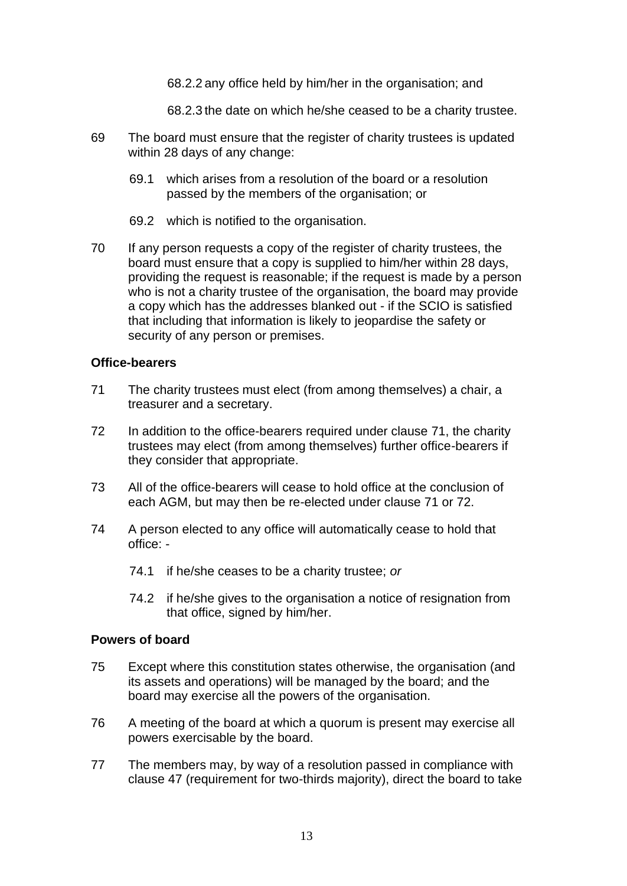68.2.2 any office held by him/her in the organisation; and

68.2.3 the date on which he/she ceased to be a charity trustee.

69 The board must ensure that the register of charity trustees is updated within 28 days of any change:

69.1 which arises from a resolution of the board or a resolution passed by the members of the organisation; or

69.2 which is notified to the organisation.

70 If any person requests a copy of the register of charity trustees, the board must ensure that a copy is supplied to him/her within 28 days, providing the request is reasonable; if the request is made by a person who is not a charity trustee of the organisation, the board may provide a copy which has the addresses blanked out - if the SCIO is satisfied that including that information is likely to jeopardise the safety or security of any person or premises.

**Office-bearers**

71 The charity trustees must elect (from among themselves) a chair, a treasurer and a secretary.

72 In addition to the office-bearers required under clause 71, the charity trustees may elect (from among themselves) further office-bearers if they consider that appropriate.

73 All of the office-bearers will cease to hold office at the conclusion of each AGM, but may then be re-elected under clause 71 or 72.

74 A person elected to any office will automatically cease to hold that office: -

74.1 if he/she ceases to be a charity trustee; *or*

74.2 if he/she gives to the organisation a notice of resignation from that office, signed by him/her.

**Powers of board**

75 Except where this constitution states otherwise, the organisation (and its assets and operations) will be managed by the board; and the board may exercise all the powers of the organisation.

76 A meeting of the board at which a quorum is present may exercise all powers exercisable by the board.

77 The members may, by way of a resolution passed in compliance with clause 47 (requirement for two-thirds majority), direct the board to take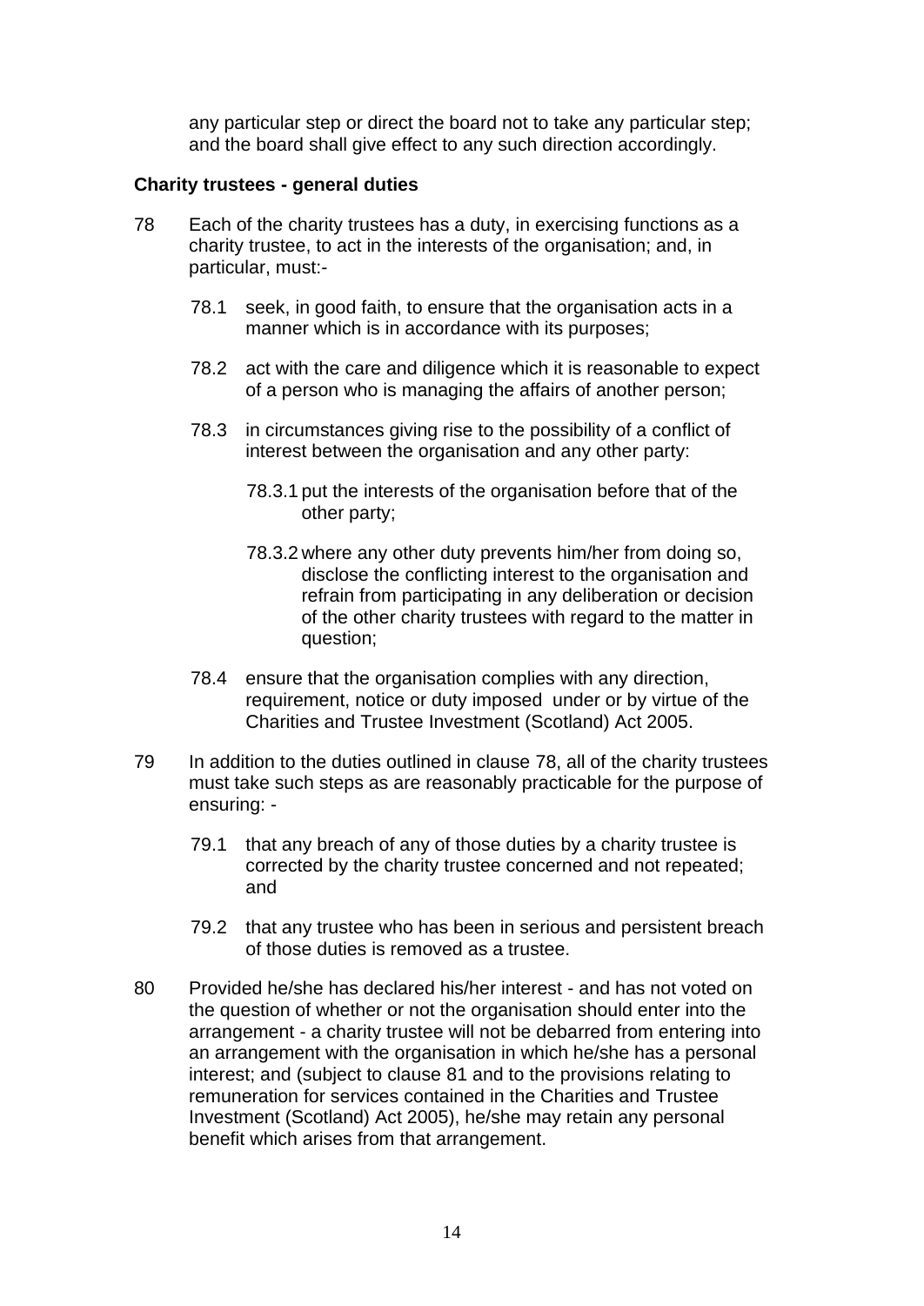any particular step or direct the board not to take any particular step; and the board shall give effect to any such direction accordingly.

**Charity trustees - general duties**

78 Each of the charity trustees has a duty, in exercising functions as a charity trustee, to act in the interests of the organisation; and, in particular, must:-

  78.1 seek, in good faith, to ensure that the organisation acts in a manner which is in accordance with its purposes;

  78.2 act with the care and diligence which it is reasonable to expect of a person who is managing the affairs of another person;

  78.3 in circumstances giving rise to the possibility of a conflict of interest between the organisation and any other party:

    78.3.1 put the interests of the organisation before that of the other party;

    78.3.2 where any other duty prevents him/her from doing so, disclose the conflicting interest to the organisation and refrain from participating in any deliberation or decision of the other charity trustees with regard to the matter in question;

  78.4 ensure that the organisation complies with any direction, requirement, notice or duty imposed under or by virtue of the Charities and Trustee Investment (Scotland) Act 2005.

79 In addition to the duties outlined in clause 78, all of the charity trustees must take such steps as are reasonably practicable for the purpose of ensuring: -

  79.1 that any breach of any of those duties by a charity trustee is corrected by the charity trustee concerned and not repeated; and

  79.2 that any trustee who has been in serious and persistent breach of those duties is removed as a trustee.

80 Provided he/she has declared his/her interest - and has not voted on the question of whether or not the organisation should enter into the arrangement - a charity trustee will not be debarred from entering into an arrangement with the organisation in which he/she has a personal interest; and (subject to clause 81 and to the provisions relating to remuneration for services contained in the Charities and Trustee Investment (Scotland) Act 2005), he/she may retain any personal benefit which arises from that arrangement.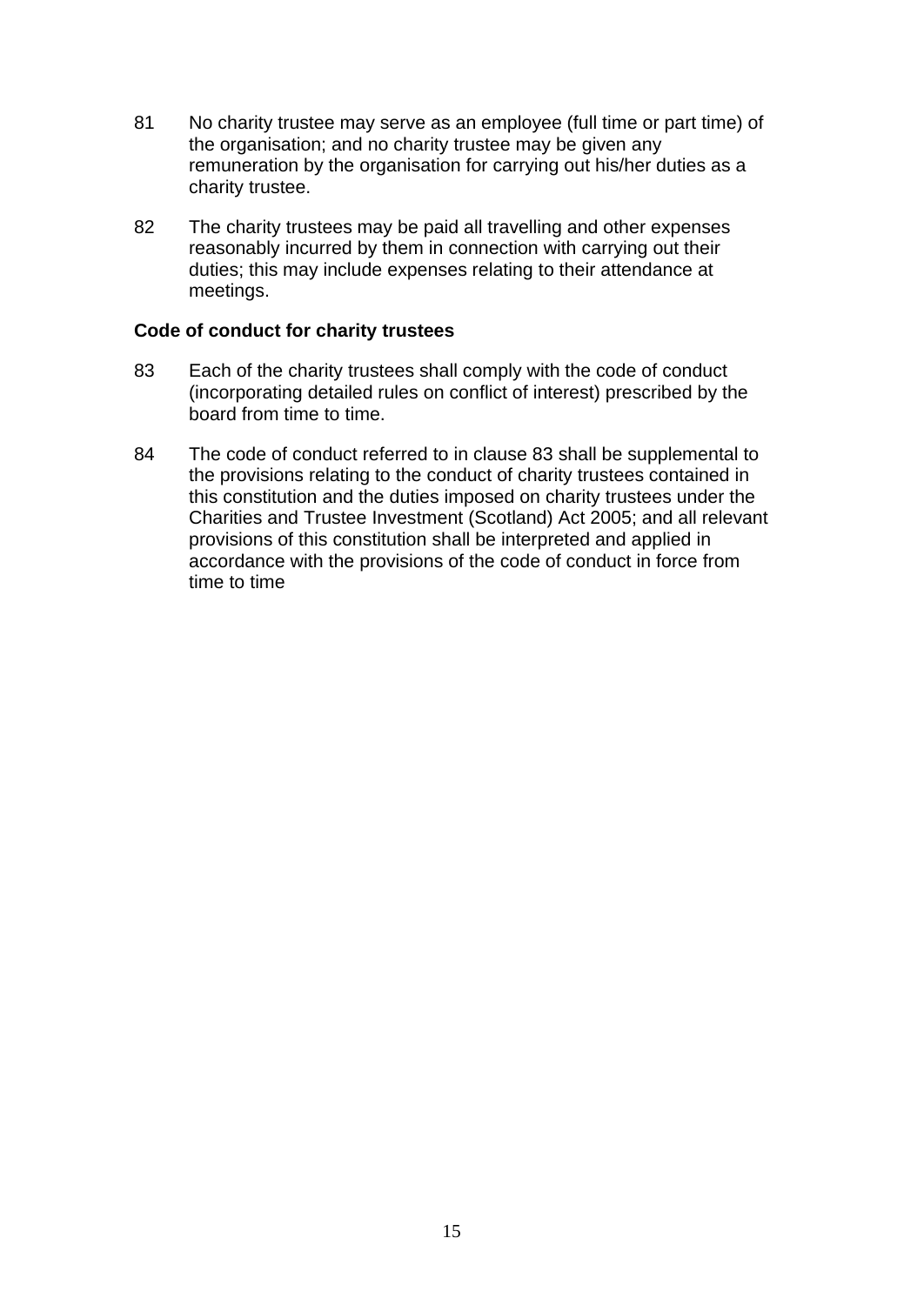81 No charity trustee may serve as an employee (full time or part time) of the organisation; and no charity trustee may be given any remuneration by the organisation for carrying out his/her duties as a charity trustee.

82 The charity trustees may be paid all travelling and other expenses reasonably incurred by them in connection with carrying out their duties; this may include expenses relating to their attendance at meetings.

**Code of conduct for charity trustees**

83 Each of the charity trustees shall comply with the code of conduct (incorporating detailed rules on conflict of interest) prescribed by the board from time to time.

84 The code of conduct referred to in clause 83 shall be supplemental to the provisions relating to the conduct of charity trustees contained in this constitution and the duties imposed on charity trustees under the Charities and Trustee Investment (Scotland) Act 2005; and all relevant provisions of this constitution shall be interpreted and applied in accordance with the provisions of the code of conduct in force from time to time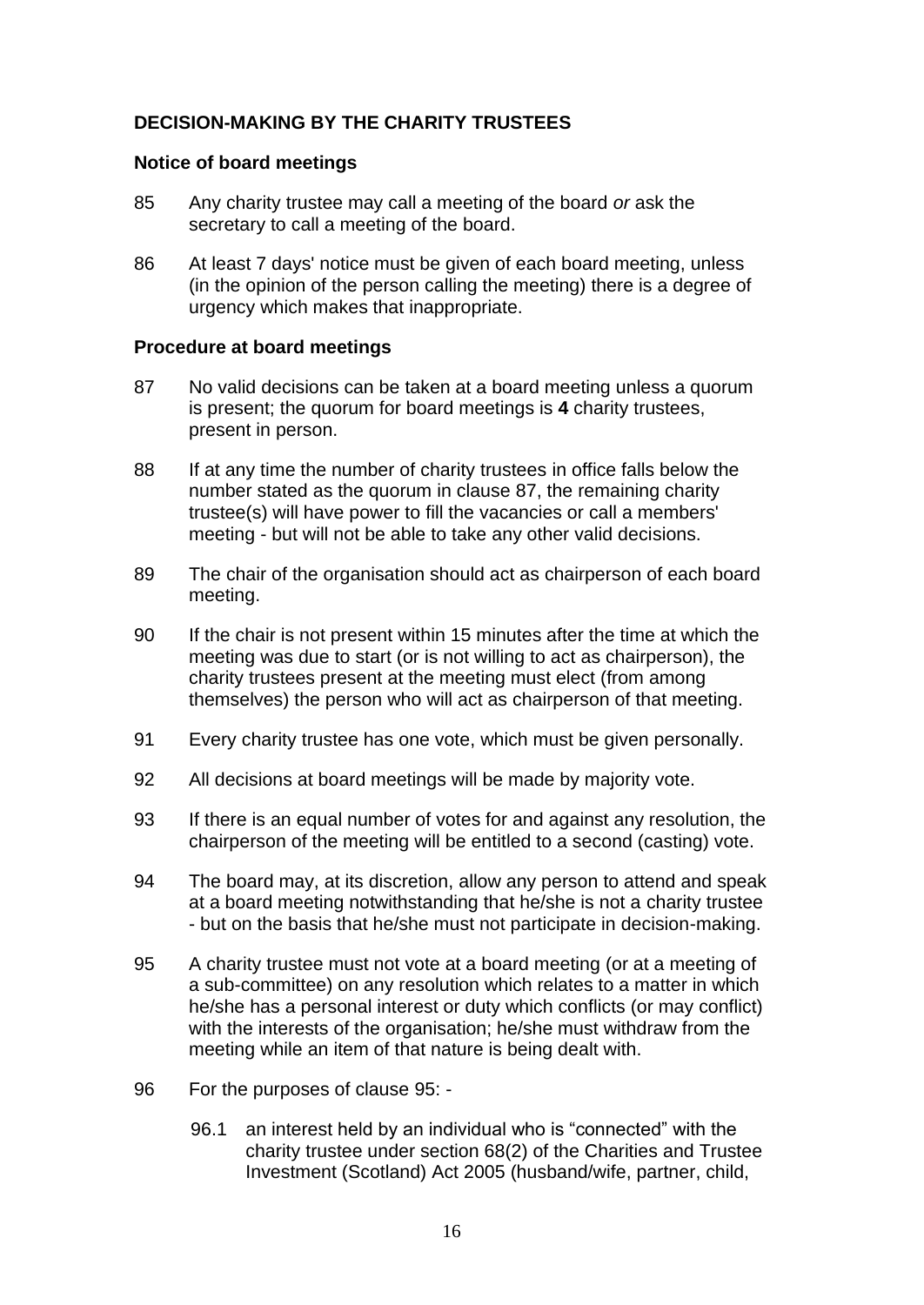## DECISION-MAKING BY THE CHARITY TRUSTEES

### Notice of board meetings

85 Any charity trustee may call a meeting of the board *or* ask the secretary to call a meeting of the board.

86 At least 7 days' notice must be given of each board meeting, unless (in the opinion of the person calling the meeting) there is a degree of urgency which makes that inappropriate.

### Procedure at board meetings

87 No valid decisions can be taken at a board meeting unless a quorum is present; the quorum for board meetings is **4** charity trustees, present in person.

88 If at any time the number of charity trustees in office falls below the number stated as the quorum in clause 87, the remaining charity trustee(s) will have power to fill the vacancies or call a members' meeting - but will not be able to take any other valid decisions.

89 The chair of the organisation should act as chairperson of each board meeting.

90 If the chair is not present within 15 minutes after the time at which the meeting was due to start (or is not willing to act as chairperson), the charity trustees present at the meeting must elect (from among themselves) the person who will act as chairperson of that meeting.

91 Every charity trustee has one vote, which must be given personally.

92 All decisions at board meetings will be made by majority vote.

93 If there is an equal number of votes for and against any resolution, the chairperson of the meeting will be entitled to a second (casting) vote.

94 The board may, at its discretion, allow any person to attend and speak at a board meeting notwithstanding that he/she is not a charity trustee - but on the basis that he/she must not participate in decision-making.

95 A charity trustee must not vote at a board meeting (or at a meeting of a sub-committee) on any resolution which relates to a matter in which he/she has a personal interest or duty which conflicts (or may conflict) with the interests of the organisation; he/she must withdraw from the meeting while an item of that nature is being dealt with.

96 For the purposes of clause 95: -

96.1 an interest held by an individual who is "connected" with the charity trustee under section 68(2) of the Charities and Trustee Investment (Scotland) Act 2005 (husband/wife, partner, child,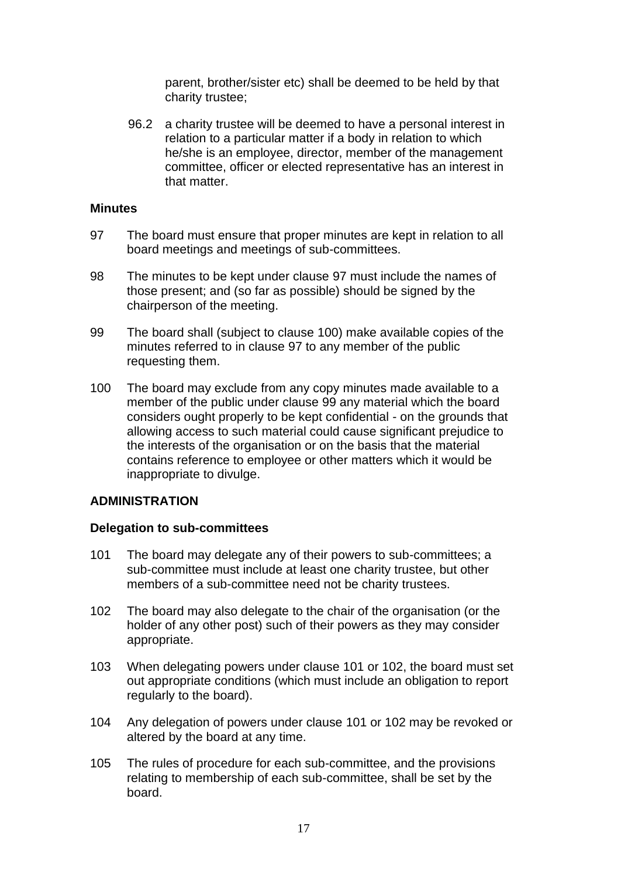parent, brother/sister etc) shall be deemed to be held by that charity trustee;

96.2 a charity trustee will be deemed to have a personal interest in relation to a particular matter if a body in relation to which he/she is an employee, director, member of the management committee, officer or elected representative has an interest in that matter.

**Minutes**

97 The board must ensure that proper minutes are kept in relation to all board meetings and meetings of sub-committees.

98 The minutes to be kept under clause 97 must include the names of those present; and (so far as possible) should be signed by the chairperson of the meeting.

99 The board shall (subject to clause 100) make available copies of the minutes referred to in clause 97 to any member of the public requesting them.

100 The board may exclude from any copy minutes made available to a member of the public under clause 99 any material which the board considers ought properly to be kept confidential - on the grounds that allowing access to such material could cause significant prejudice to the interests of the organisation or on the basis that the material contains reference to employee or other matters which it would be inappropriate to divulge.

**ADMINISTRATION**

**Delegation to sub-committees**

101 The board may delegate any of their powers to sub-committees; a sub-committee must include at least one charity trustee, but other members of a sub-committee need not be charity trustees.

102 The board may also delegate to the chair of the organisation (or the holder of any other post) such of their powers as they may consider appropriate.

103 When delegating powers under clause 101 or 102, the board must set out appropriate conditions (which must include an obligation to report regularly to the board).

104 Any delegation of powers under clause 101 or 102 may be revoked or altered by the board at any time.

105 The rules of procedure for each sub-committee, and the provisions relating to membership of each sub-committee, shall be set by the board.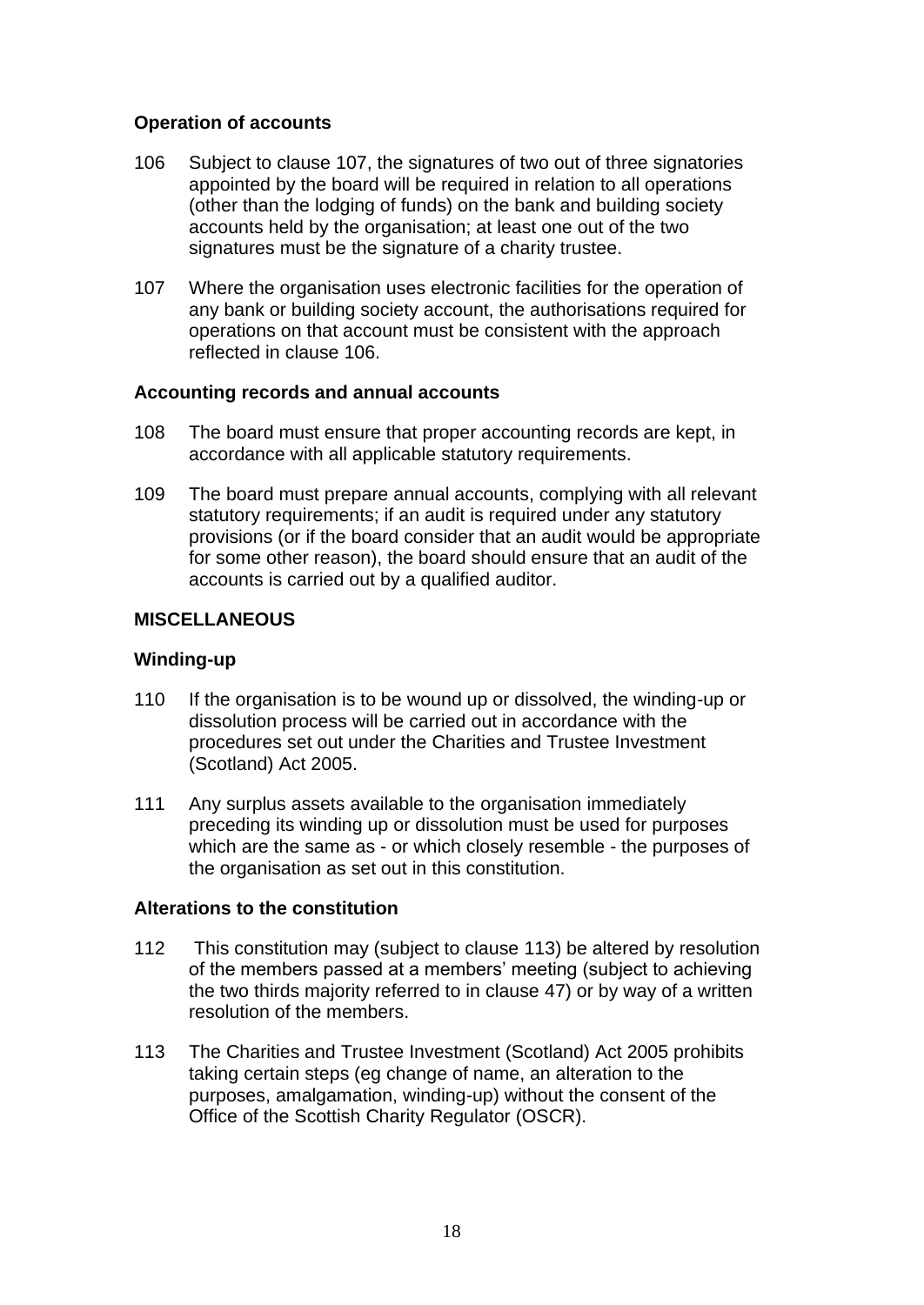### Operation of accounts

106 Subject to clause 107, the signatures of two out of three signatories appointed by the board will be required in relation to all operations (other than the lodging of funds) on the bank and building society accounts held by the organisation; at least one out of the two signatures must be the signature of a charity trustee.

107 Where the organisation uses electronic facilities for the operation of any bank or building society account, the authorisations required for operations on that account must be consistent with the approach reflected in clause 106.

### Accounting records and annual accounts

108 The board must ensure that proper accounting records are kept, in accordance with all applicable statutory requirements.

109 The board must prepare annual accounts, complying with all relevant statutory requirements; if an audit is required under any statutory provisions (or if the board consider that an audit would be appropriate for some other reason), the board should ensure that an audit of the accounts is carried out by a qualified auditor.

## MISCELLANEOUS

### Winding-up

110 If the organisation is to be wound up or dissolved, the winding-up or dissolution process will be carried out in accordance with the procedures set out under the Charities and Trustee Investment (Scotland) Act 2005.

111 Any surplus assets available to the organisation immediately preceding its winding up or dissolution must be used for purposes which are the same as - or which closely resemble - the purposes of the organisation as set out in this constitution.

### Alterations to the constitution

112 This constitution may (subject to clause 113) be altered by resolution of the members passed at a members' meeting (subject to achieving the two thirds majority referred to in clause 47) or by way of a written resolution of the members.

113 The Charities and Trustee Investment (Scotland) Act 2005 prohibits taking certain steps (eg change of name, an alteration to the purposes, amalgamation, winding-up) without the consent of the Office of the Scottish Charity Regulator (OSCR).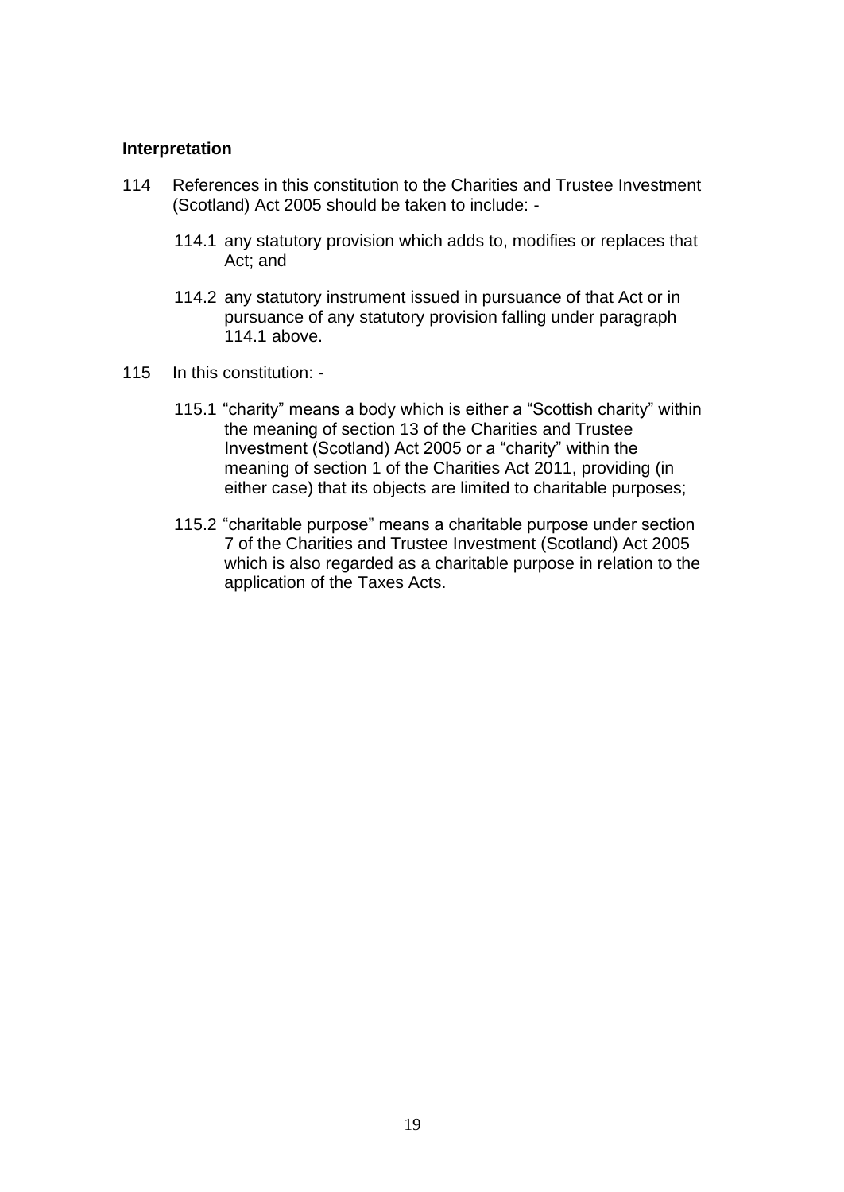### Interpretation

114 References in this constitution to the Charities and Trustee Investment (Scotland) Act 2005 should be taken to include: -

114.1 any statutory provision which adds to, modifies or replaces that Act; and

114.2 any statutory instrument issued in pursuance of that Act or in pursuance of any statutory provision falling under paragraph 114.1 above.

115 In this constitution: -

115.1 "charity" means a body which is either a "Scottish charity" within the meaning of section 13 of the Charities and Trustee Investment (Scotland) Act 2005 or a "charity" within the meaning of section 1 of the Charities Act 2011, providing (in either case) that its objects are limited to charitable purposes;

115.2 "charitable purpose" means a charitable purpose under section 7 of the Charities and Trustee Investment (Scotland) Act 2005 which is also regarded as a charitable purpose in relation to the application of the Taxes Acts.